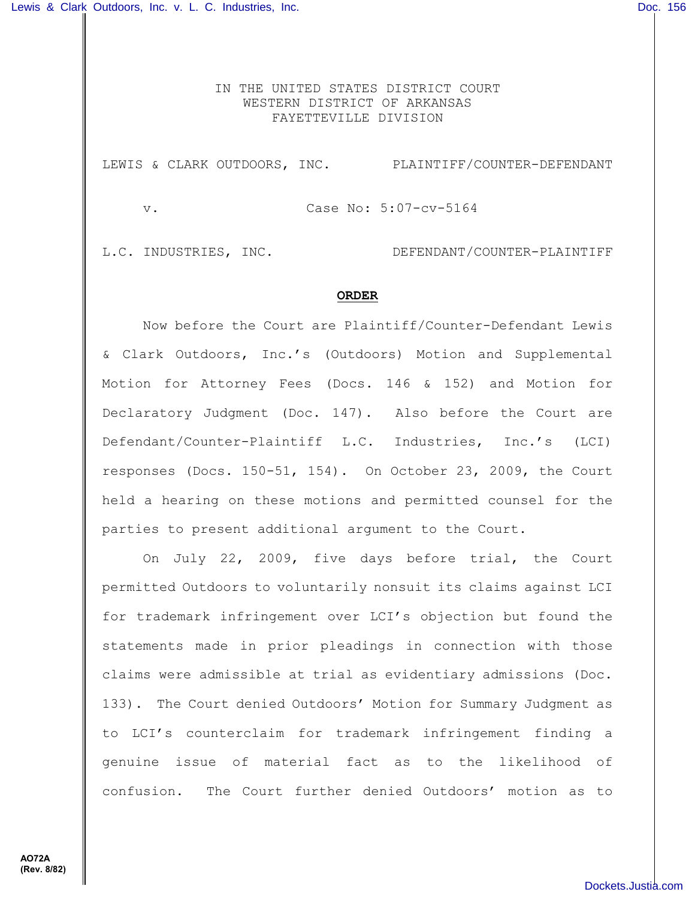IN THE UNITED STATES DISTRICT COURT
WESTERN DISTRICT OF ARKANSAS
FAYETTEVILLE DIVISION

LEWIS & CLARK OUTDOORS, INC. PLAINTIFF/COUNTER-DEFENDANT

v. Case No: 5:07-cv-5164

L.C. INDUSTRIES, INC. DEFENDANT/COUNTER-PLAINTIFF

**ORDER**

Now before the Court are Plaintiff/Counter-Defendant Lewis & Clark Outdoors, Inc.'s (Outdoors) Motion and Supplemental Motion for Attorney Fees (Docs. 146 & 152) and Motion for Declaratory Judgment (Doc. 147). Also before the Court are Defendant/Counter-Plaintiff L.C. Industries, Inc.'s (LCI) responses (Docs. 150-51, 154). On October 23, 2009, the Court held a hearing on these motions and permitted counsel for the parties to present additional argument to the Court.

On July 22, 2009, five days before trial, the Court permitted Outdoors to voluntarily nonsuit its claims against LCI for trademark infringement over LCI's objection but found the statements made in prior pleadings in connection with those claims were admissible at trial as evidentiary admissions (Doc. 133). The Court denied Outdoors' Motion for Summary Judgment as to LCI's counterclaim for trademark infringement finding a genuine issue of material fact as to the likelihood of confusion. The Court further denied Outdoors' motion as to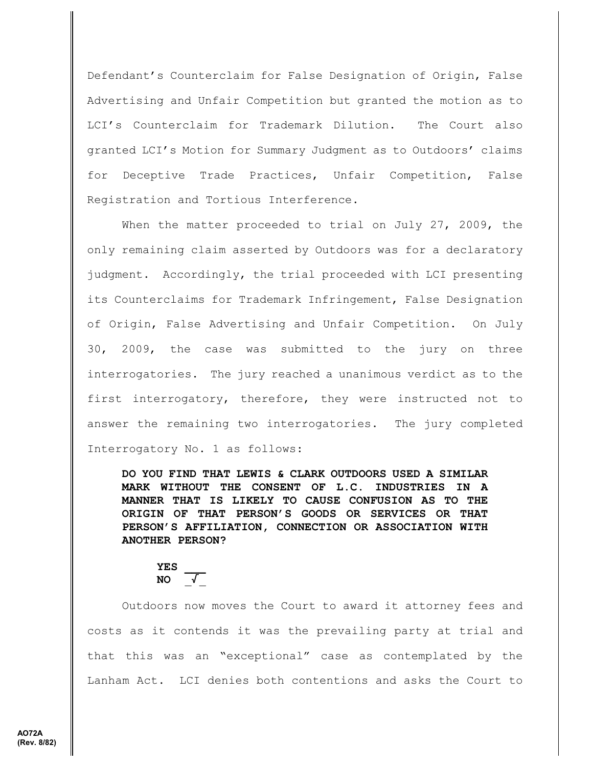Defendant's Counterclaim for False Designation of Origin, False Advertising and Unfair Competition but granted the motion as to LCI's Counterclaim for Trademark Dilution. The Court also granted LCI's Motion for Summary Judgment as to Outdoors' claims for Deceptive Trade Practices, Unfair Competition, False Registration and Tortious Interference.

When the matter proceeded to trial on July 27, 2009, the only remaining claim asserted by Outdoors was for a declaratory judgment. Accordingly, the trial proceeded with LCI presenting its Counterclaims for Trademark Infringement, False Designation of Origin, False Advertising and Unfair Competition. On July 30, 2009, the case was submitted to the jury on three interrogatories. The jury reached a unanimous verdict as to the first interrogatory, therefore, they were instructed not to answer the remaining two interrogatories. The jury completed Interrogatory No. 1 as follows:

> **DO YOU FIND THAT LEWIS & CLARK OUTDOORS USED A SIMILAR MARK WITHOUT THE CONSENT OF L.C. INDUSTRIES IN A MANNER THAT IS LIKELY TO CAUSE CONFUSION AS TO THE ORIGIN OF THAT PERSON'S GOODS OR SERVICES OR THAT PERSON'S AFFILIATION, CONNECTION OR ASSOCIATION WITH ANOTHER PERSON?**
>
> **YES** ___
> **NO** _√_

Outdoors now moves the Court to award it attorney fees and costs as it contends it was the prevailing party at trial and that this was an "exceptional" case as contemplated by the Lanham Act. LCI denies both contentions and asks the Court to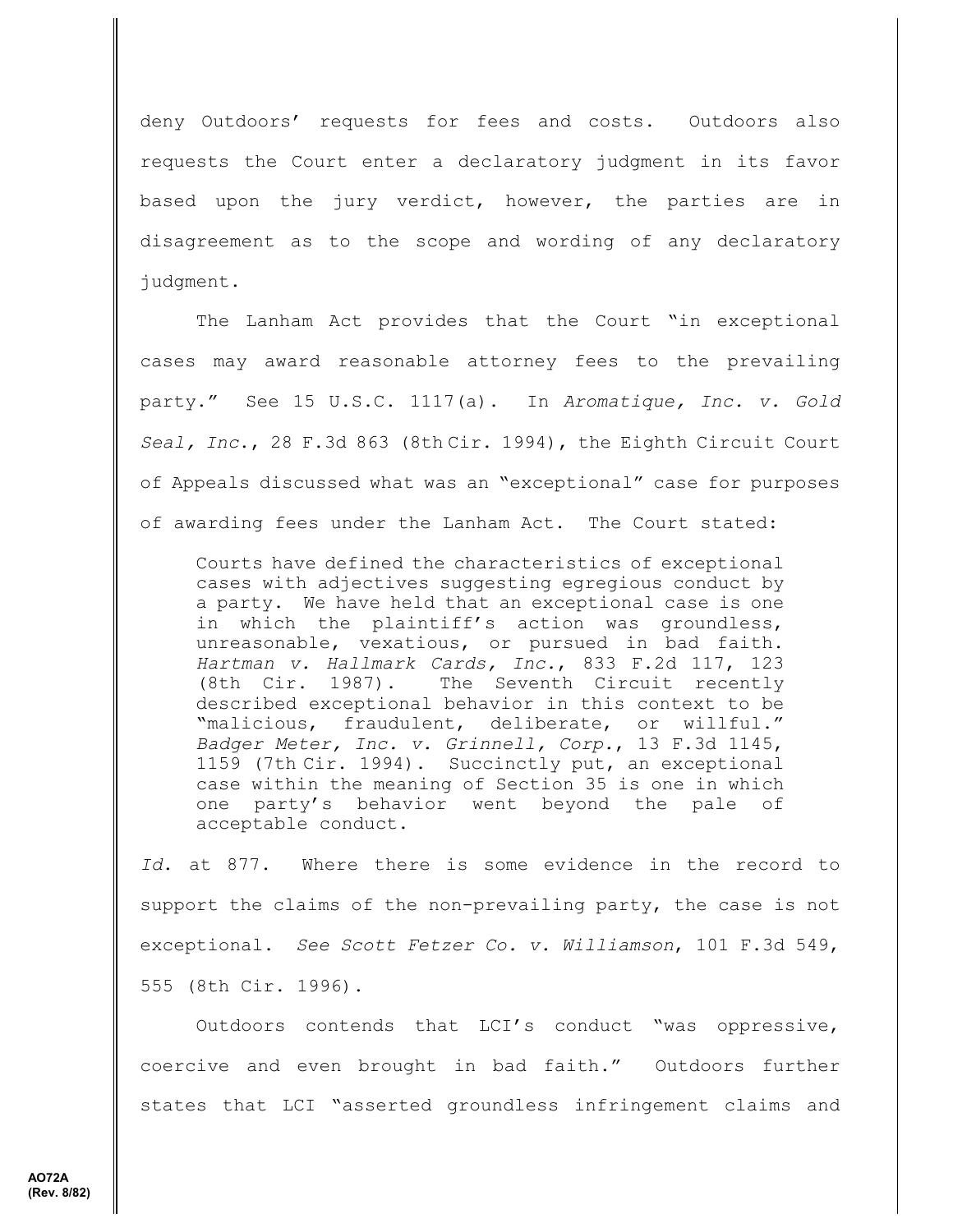deny Outdoors' requests for fees and costs. Outdoors also requests the Court enter a declaratory judgment in its favor based upon the jury verdict, however, the parties are in disagreement as to the scope and wording of any declaratory judgment.

The Lanham Act provides that the Court "in exceptional cases may award reasonable attorney fees to the prevailing party." See 15 U.S.C. 1117(a). In *Aromatique, Inc. v. Gold Seal, Inc.*, 28 F.3d 863 (8th Cir. 1994), the Eighth Circuit Court of Appeals discussed what was an "exceptional" case for purposes of awarding fees under the Lanham Act. The Court stated:

> Courts have defined the characteristics of exceptional cases with adjectives suggesting egregious conduct by a party. We have held that an exceptional case is one in which the plaintiff's action was groundless, unreasonable, vexatious, or pursued in bad faith. *Hartman v. Hallmark Cards, Inc.*, 833 F.2d 117, 123 (8th Cir. 1987). The Seventh Circuit recently described exceptional behavior in this context to be "malicious, fraudulent, deliberate, or willful." *Badger Meter, Inc. v. Grinnell, Corp.*, 13 F.3d 1145, 1159 (7th Cir. 1994). Succinctly put, an exceptional case within the meaning of Section 35 is one in which one party's behavior went beyond the pale of acceptable conduct.

*Id.* at 877. Where there is some evidence in the record to support the claims of the non-prevailing party, the case is not exceptional. *See Scott Fetzer Co. v. Williamson*, 101 F.3d 549, 555 (8th Cir. 1996).

Outdoors contends that LCI's conduct "was oppressive, coercive and even brought in bad faith." Outdoors further states that LCI "asserted groundless infringement claims and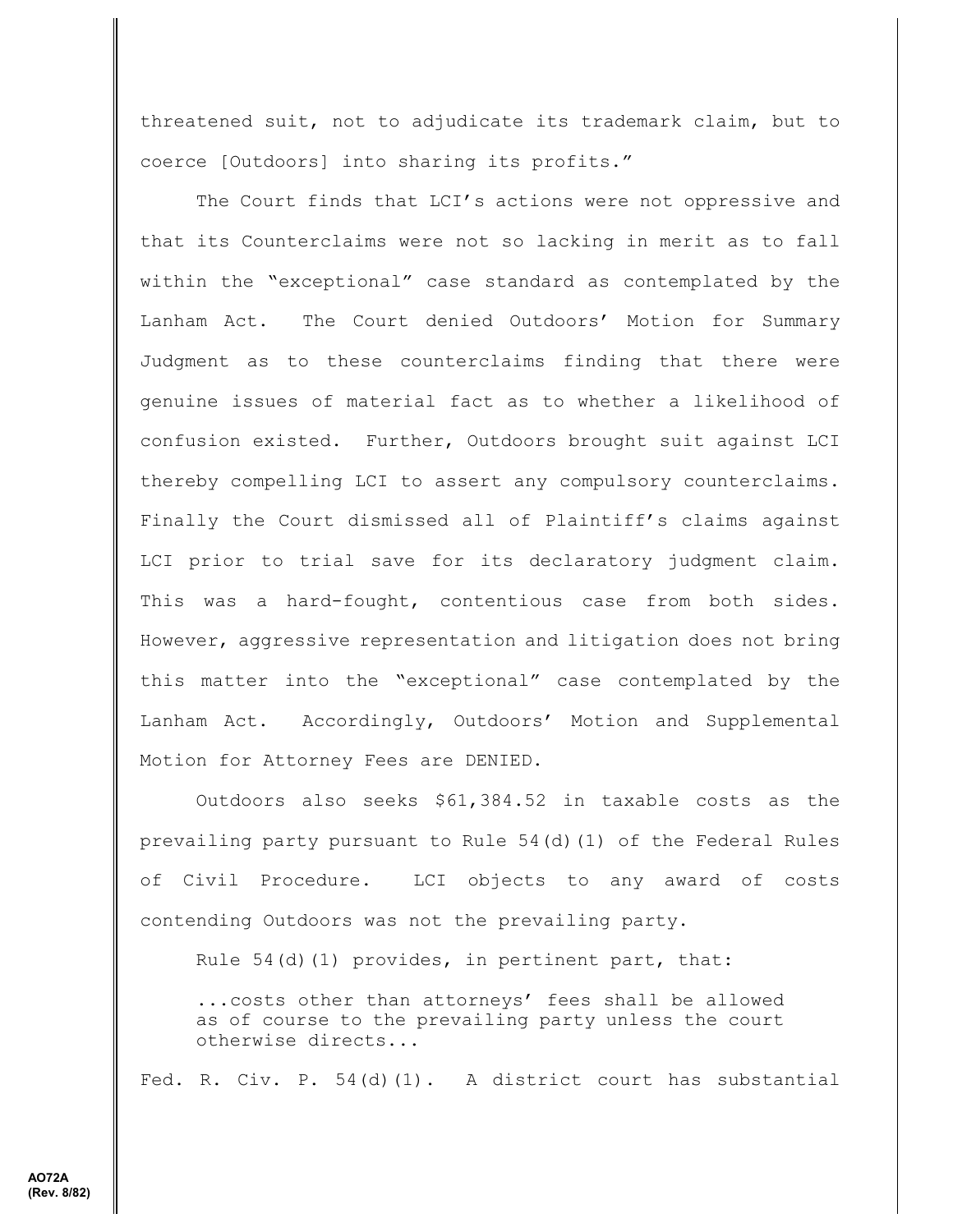threatened suit, not to adjudicate its trademark claim, but to coerce [Outdoors] into sharing its profits."

The Court finds that LCI's actions were not oppressive and that its Counterclaims were not so lacking in merit as to fall within the "exceptional" case standard as contemplated by the Lanham Act. The Court denied Outdoors' Motion for Summary Judgment as to these counterclaims finding that there were genuine issues of material fact as to whether a likelihood of confusion existed. Further, Outdoors brought suit against LCI thereby compelling LCI to assert any compulsory counterclaims. Finally the Court dismissed all of Plaintiff's claims against LCI prior to trial save for its declaratory judgment claim. This was a hard-fought, contentious case from both sides. However, aggressive representation and litigation does not bring this matter into the "exceptional" case contemplated by the Lanham Act. Accordingly, Outdoors' Motion and Supplemental Motion for Attorney Fees are DENIED.

Outdoors also seeks $61,384.52 in taxable costs as the prevailing party pursuant to Rule 54(d)(1) of the Federal Rules of Civil Procedure. LCI objects to any award of costs contending Outdoors was not the prevailing party.

Rule 54(d)(1) provides, in pertinent part, that:

> ...costs other than attorneys' fees shall be allowed as of course to the prevailing party unless the court otherwise directs...

Fed. R. Civ. P. 54(d)(1). A district court has substantial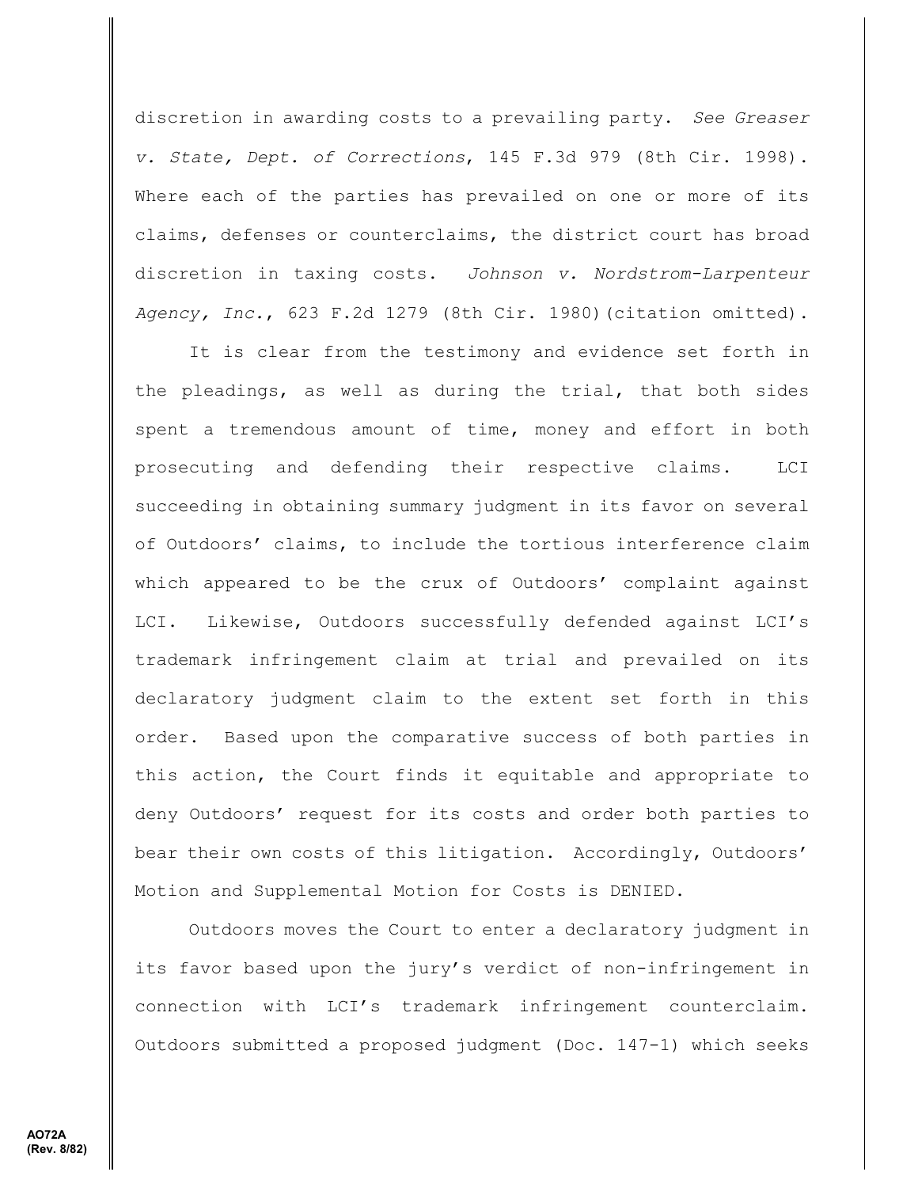discretion in awarding costs to a prevailing party. *See Greaser v. State, Dept. of Corrections*, 145 F.3d 979 (8th Cir. 1998). Where each of the parties has prevailed on one or more of its claims, defenses or counterclaims, the district court has broad discretion in taxing costs. *Johnson v. Nordstrom-Larpenteur Agency, Inc.*, 623 F.2d 1279 (8th Cir. 1980)(citation omitted).

It is clear from the testimony and evidence set forth in the pleadings, as well as during the trial, that both sides spent a tremendous amount of time, money and effort in both prosecuting and defending their respective claims. LCI succeeding in obtaining summary judgment in its favor on several of Outdoors' claims, to include the tortious interference claim which appeared to be the crux of Outdoors' complaint against LCI. Likewise, Outdoors successfully defended against LCI's trademark infringement claim at trial and prevailed on its declaratory judgment claim to the extent set forth in this order. Based upon the comparative success of both parties in this action, the Court finds it equitable and appropriate to deny Outdoors' request for its costs and order both parties to bear their own costs of this litigation. Accordingly, Outdoors' Motion and Supplemental Motion for Costs is DENIED.

Outdoors moves the Court to enter a declaratory judgment in its favor based upon the jury's verdict of non-infringement in connection with LCI's trademark infringement counterclaim. Outdoors submitted a proposed judgment (Doc. 147-1) which seeks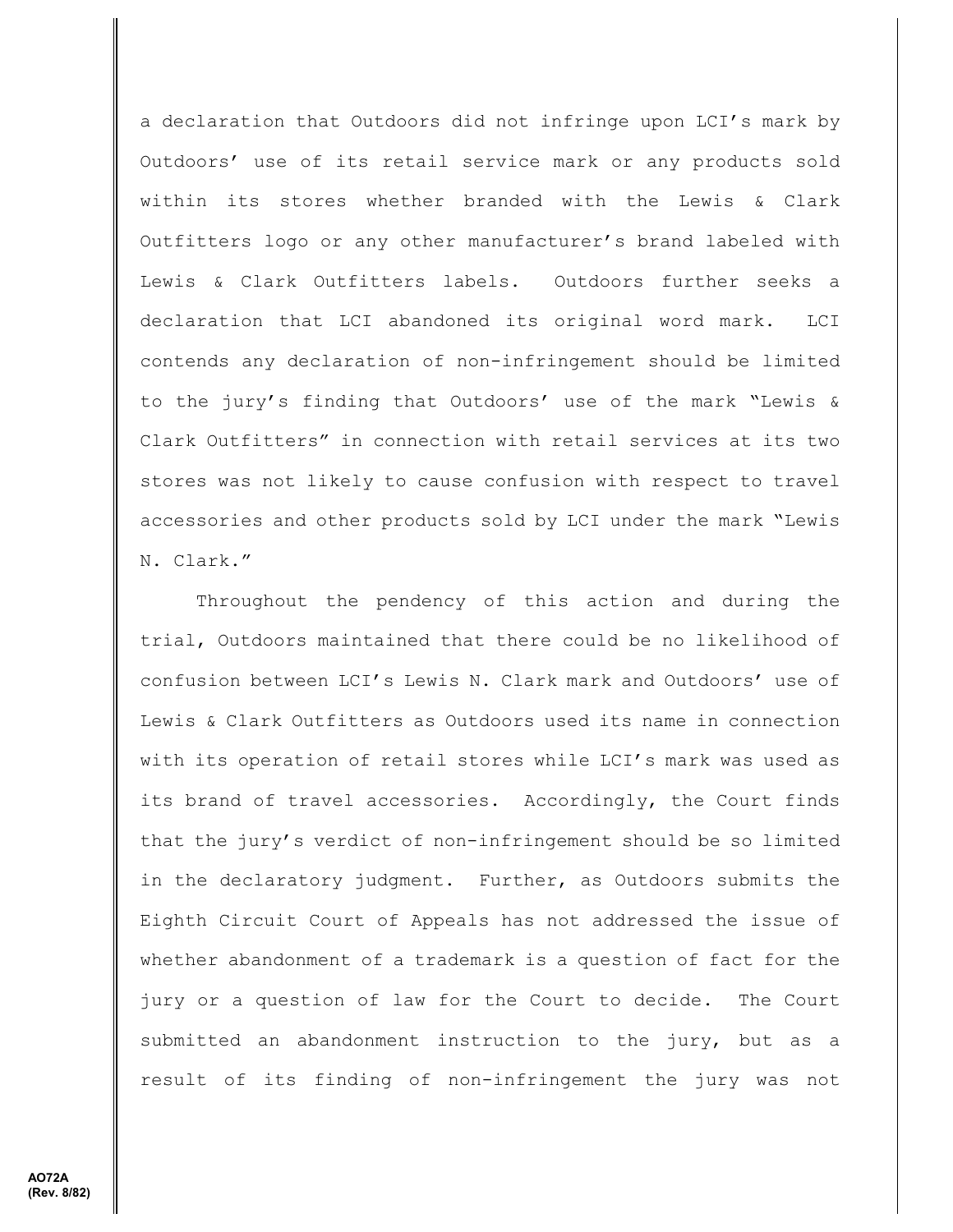a declaration that Outdoors did not infringe upon LCI's mark by Outdoors' use of its retail service mark or any products sold within its stores whether branded with the Lewis & Clark Outfitters logo or any other manufacturer's brand labeled with Lewis & Clark Outfitters labels. Outdoors further seeks a declaration that LCI abandoned its original word mark. LCI contends any declaration of non-infringement should be limited to the jury's finding that Outdoors' use of the mark "Lewis & Clark Outfitters" in connection with retail services at its two stores was not likely to cause confusion with respect to travel accessories and other products sold by LCI under the mark "Lewis N. Clark."

Throughout the pendency of this action and during the trial, Outdoors maintained that there could be no likelihood of confusion between LCI's Lewis N. Clark mark and Outdoors' use of Lewis & Clark Outfitters as Outdoors used its name in connection with its operation of retail stores while LCI's mark was used as its brand of travel accessories. Accordingly, the Court finds that the jury's verdict of non-infringement should be so limited in the declaratory judgment. Further, as Outdoors submits the Eighth Circuit Court of Appeals has not addressed the issue of whether abandonment of a trademark is a question of fact for the jury or a question of law for the Court to decide. The Court submitted an abandonment instruction to the jury, but as a result of its finding of non-infringement the jury was not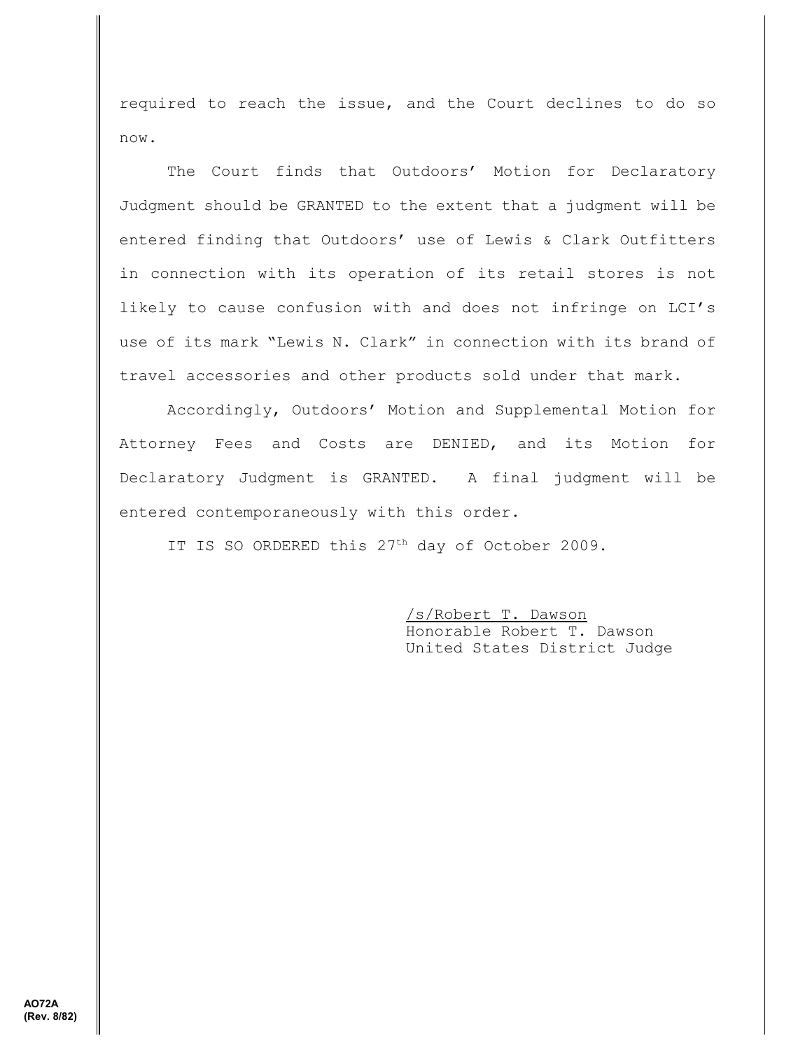required to reach the issue, and the Court declines to do so now.

The Court finds that Outdoors' Motion for Declaratory Judgment should be GRANTED to the extent that a judgment will be entered finding that Outdoors' use of Lewis & Clark Outfitters in connection with its operation of its retail stores is not likely to cause confusion with and does not infringe on LCI's use of its mark "Lewis N. Clark" in connection with its brand of travel accessories and other products sold under that mark.

Accordingly, Outdoors' Motion and Supplemental Motion for Attorney Fees and Costs are DENIED, and its Motion for Declaratory Judgment is GRANTED. A final judgment will be entered contemporaneously with this order.

IT IS SO ORDERED this 27th day of October 2009.

/s/Robert T. Dawson
Honorable Robert T. Dawson
United States District Judge

AO72A
(Rev. 8/82)